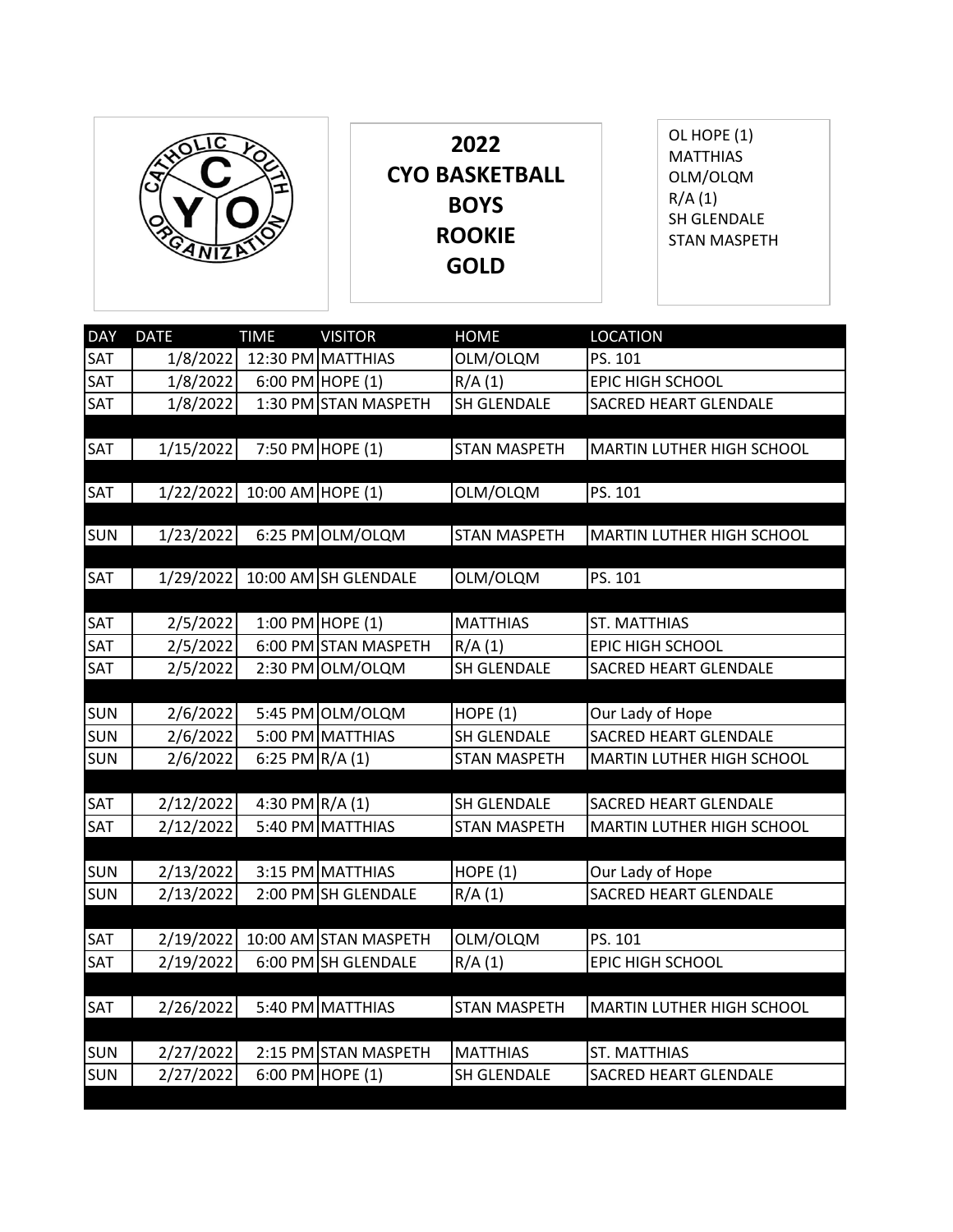# 2022 CYO BASKETBALL BOYS ROOKIE GOLD

OL HOPE (1)
MATTHIAS
OLM/OLQM
R/A (1)
SH GLENDALE
STAN MASPETH

| DAY | DATE | TIME | VISITOR | HOME | LOCATION |
|---|---|---|---|---|---|
| SAT | 1/8/2022 | 12:30 PM | MATTHIAS | OLM/OLQM | PS. 101 |
| SAT | 1/8/2022 | 6:00 PM | HOPE (1) | R/A (1) | EPIC HIGH SCHOOL |
| SAT | 1/8/2022 | 1:30 PM | STAN MASPETH | SH GLENDALE | SACRED HEART GLENDALE |
| | | | | | |
| SAT | 1/15/2022 | 7:50 PM | HOPE (1) | STAN MASPETH | MARTIN LUTHER HIGH SCHOOL |
| | | | | | |
| SAT | 1/22/2022 | 10:00 AM | HOPE (1) | OLM/OLQM | PS. 101 |
| | | | | | |
| SUN | 1/23/2022 | 6:25 PM | OLM/OLQM | STAN MASPETH | MARTIN LUTHER HIGH SCHOOL |
| | | | | | |
| SAT | 1/29/2022 | 10:00 AM | SH GLENDALE | OLM/OLQM | PS. 101 |
| | | | | | |
| SAT | 2/5/2022 | 1:00 PM | HOPE (1) | MATTHIAS | ST. MATTHIAS |
| SAT | 2/5/2022 | 6:00 PM | STAN MASPETH | R/A (1) | EPIC HIGH SCHOOL |
| SAT | 2/5/2022 | 2:30 PM | OLM/OLQM | SH GLENDALE | SACRED HEART GLENDALE |
| | | | | | |
| SUN | 2/6/2022 | 5:45 PM | OLM/OLQM | HOPE (1) | Our Lady of Hope |
| SUN | 2/6/2022 | 5:00 PM | MATTHIAS | SH GLENDALE | SACRED HEART GLENDALE |
| SUN | 2/6/2022 | 6:25 PM | R/A (1) | STAN MASPETH | MARTIN LUTHER HIGH SCHOOL |
| | | | | | |
| SAT | 2/12/2022 | 4:30 PM | R/A (1) | SH GLENDALE | SACRED HEART GLENDALE |
| SAT | 2/12/2022 | 5:40 PM | MATTHIAS | STAN MASPETH | MARTIN LUTHER HIGH SCHOOL |
| | | | | | |
| SUN | 2/13/2022 | 3:15 PM | MATTHIAS | HOPE (1) | Our Lady of Hope |
| SUN | 2/13/2022 | 2:00 PM | SH GLENDALE | R/A (1) | SACRED HEART GLENDALE |
| | | | | | |
| SAT | 2/19/2022 | 10:00 AM | STAN MASPETH | OLM/OLQM | PS. 101 |
| SAT | 2/19/2022 | 6:00 PM | SH GLENDALE | R/A (1) | EPIC HIGH SCHOOL |
| | | | | | |
| SAT | 2/26/2022 | 5:40 PM | MATTHIAS | STAN MASPETH | MARTIN LUTHER HIGH SCHOOL |
| | | | | | |
| SUN | 2/27/2022 | 2:15 PM | STAN MASPETH | MATTHIAS | ST. MATTHIAS |
| SUN | 2/27/2022 | 6:00 PM | HOPE (1) | SH GLENDALE | SACRED HEART GLENDALE |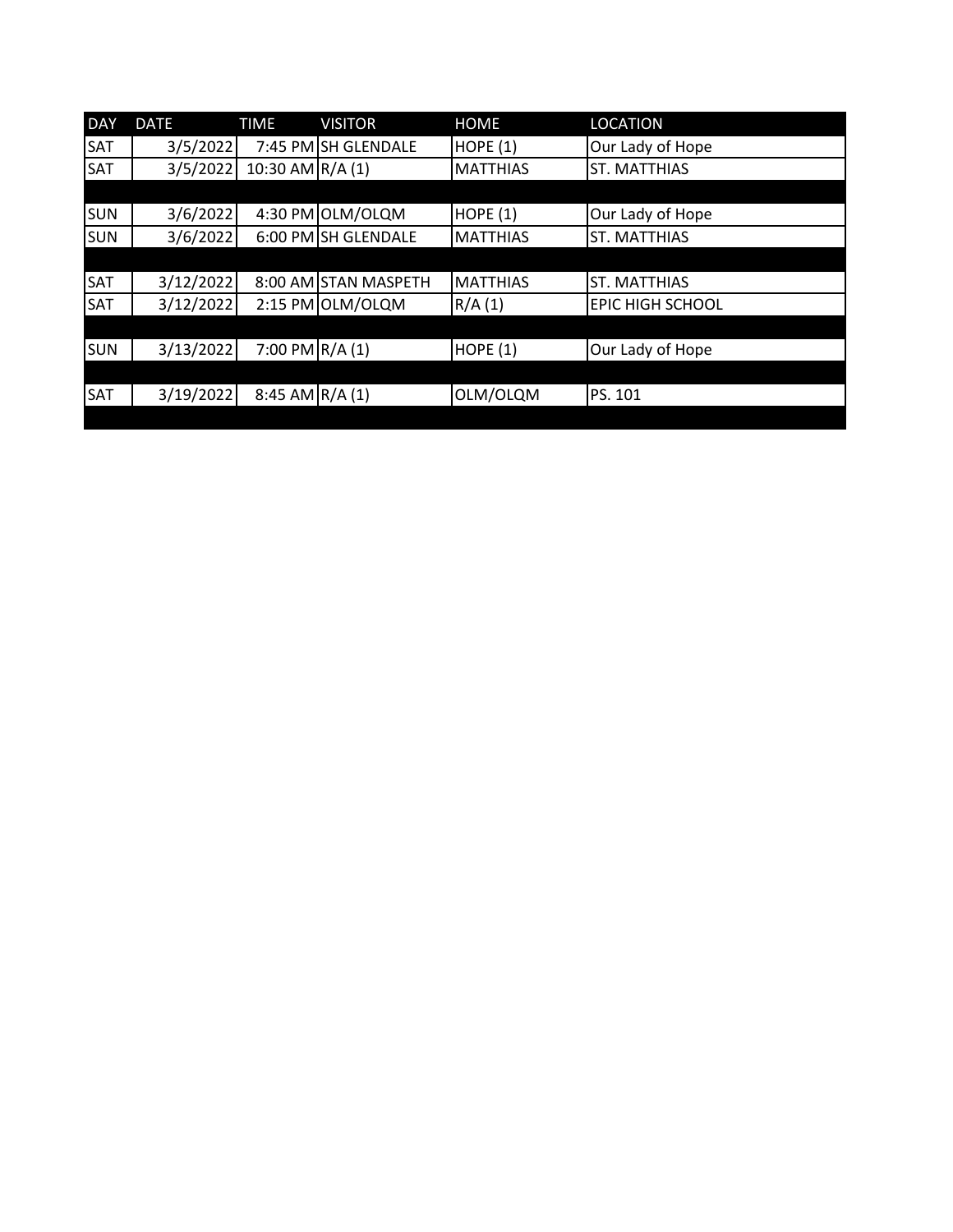| DAY | DATE | TIME | VISITOR | HOME | LOCATION |
|---|---|---|---|---|---|
| SAT | 3/5/2022 | 7:45 PM | SH GLENDALE | HOPE (1) | Our Lady of Hope |
| SAT | 3/5/2022 | 10:30 AM | R/A (1) | MATTHIAS | ST. MATTHIAS |
| | | | | | |
| SUN | 3/6/2022 | 4:30 PM | OLM/OLQM | HOPE (1) | Our Lady of Hope |
| SUN | 3/6/2022 | 6:00 PM | SH GLENDALE | MATTHIAS | ST. MATTHIAS |
| | | | | | |
| SAT | 3/12/2022 | 8:00 AM | STAN MASPETH | MATTHIAS | ST. MATTHIAS |
| SAT | 3/12/2022 | 2:15 PM | OLM/OLQM | R/A (1) | EPIC HIGH SCHOOL |
| | | | | | |
| SUN | 3/13/2022 | 7:00 PM | R/A (1) | HOPE (1) | Our Lady of Hope |
| | | | | | |
| SAT | 3/19/2022 | 8:45 AM | R/A (1) | OLM/OLQM | PS. 101 |